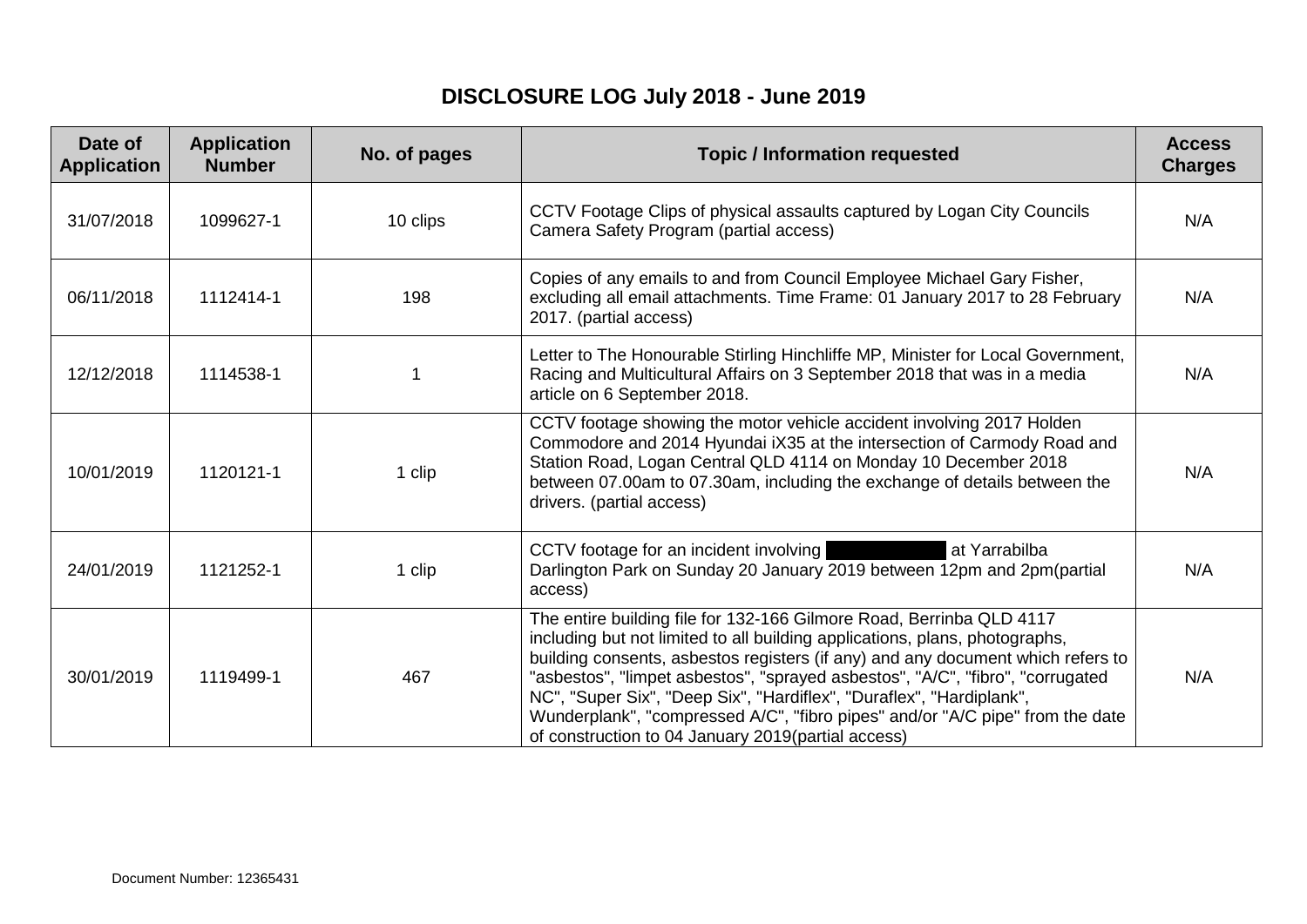# DISCLOSURE LOG July 2018 - June 2019

| Date of Application | Application Number | No. of pages | Topic / Information requested | Access Charges |
|---|---|---|---|---|
| 31/07/2018 | 1099627-1 | 10 clips | CCTV Footage Clips of physical assaults captured by Logan City Councils Camera Safety Program (partial access) | N/A |
| 06/11/2018 | 1112414-1 | 198 | Copies of any emails to and from Council Employee Michael Gary Fisher, excluding all email attachments. Time Frame: 01 January 2017 to 28 February 2017. (partial access) | N/A |
| 12/12/2018 | 1114538-1 | 1 | Letter to The Honourable Stirling Hinchliffe MP, Minister for Local Government, Racing and Multicultural Affairs on 3 September 2018 that was in a media article on 6 September 2018. | N/A |
| 10/01/2019 | 1120121-1 | 1 clip | CCTV footage showing the motor vehicle accident involving 2017 Holden Commodore and 2014 Hyundai iX35 at the intersection of Carmody Road and Station Road, Logan Central QLD 4114 on Monday 10 December 2018 between 07.00am to 07.30am, including the exchange of details between the drivers. (partial access) | N/A |
| 24/01/2019 | 1121252-1 | 1 clip | CCTV footage for an incident involving [REDACTED] at Yarrabilba Darlington Park on Sunday 20 January 2019 between 12pm and 2pm(partial access) | N/A |
| 30/01/2019 | 1119499-1 | 467 | The entire building file for 132-166 Gilmore Road, Berrinba QLD 4117 including but not limited to all building applications, plans, photographs, building consents, asbestos registers (if any) and any document which refers to "asbestos", "limpet asbestos", "sprayed asbestos", "A/C", "fibro", "corrugated NC", "Super Six", "Deep Six", "Hardiflex", "Duraflex", "Hardiplank", Wunderplank", "compressed A/C", "fibro pipes" and/or "A/C pipe" from the date of construction to 04 January 2019(partial access) | N/A |

Document Number: 12365431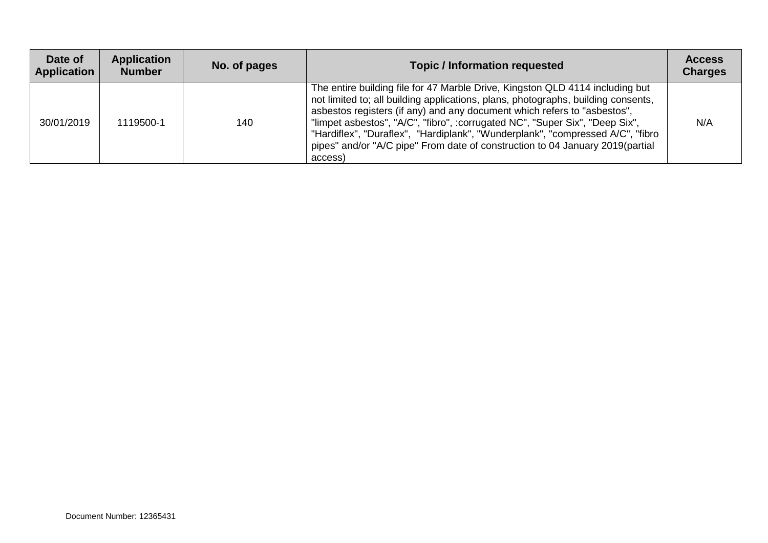| Date of Application | Application Number | No. of pages | Topic / Information requested | Access Charges |
|---|---|---|---|---|
| 30/01/2019 | 1119500-1 | 140 | The entire building file for 47 Marble Drive, Kingston QLD 4114 including but not limited to; all building applications, plans, photographs, building consents, asbestos registers (if any) and any document which refers to "asbestos", "limpet asbestos", "A/C", "fibro", :corrugated NC", "Super Six", "Deep Six", "Hardiflex", "Duraflex", "Hardiplank", "Wunderplank", "compressed A/C", "fibro pipes" and/or "A/C pipe" From date of construction to 04 January 2019(partial access) | N/A |

Document Number: 12365431